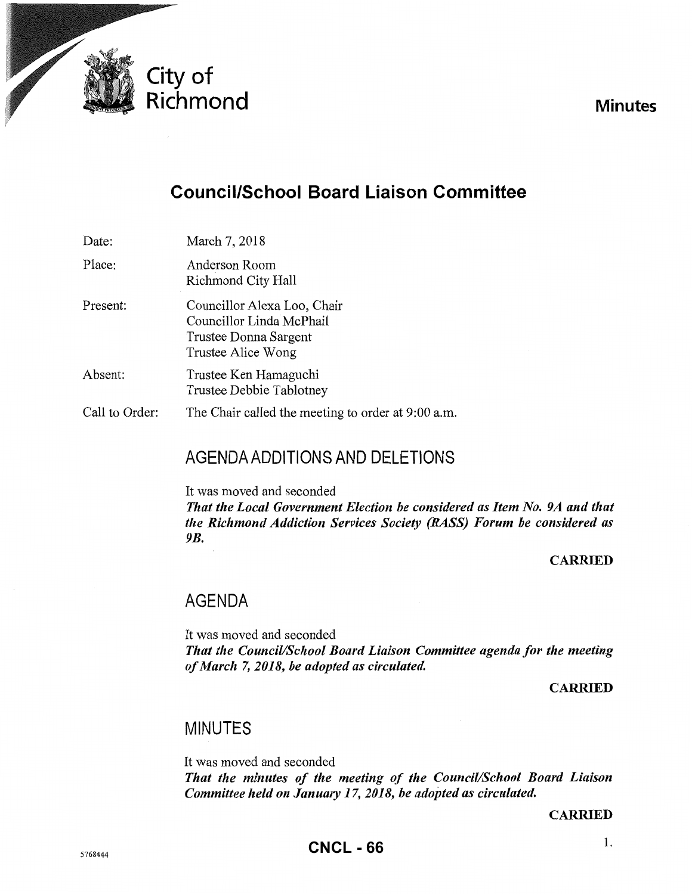City of Richmond

**Minutes**

# Council/School Board Liaison Committee

| | |
|---|---|
| Date: | March 7, 2018 |
| Place: | Anderson Room<br>Richmond City Hall |
| Present: | Councillor Alexa Loo, Chair<br>Councillor Linda McPhail<br>Trustee Donna Sargent<br>Trustee Alice Wong |
| Absent: | Trustee Ken Hamaguchi<br>Trustee Debbie Tablotney |
| Call to Order: | The Chair called the meeting to order at 9:00 a.m. |

## AGENDA ADDITIONS AND DELETIONS

It was moved and seconded
***That the Local Government Election be considered as Item No. 9A and that the Richmond Addiction Services Society (RASS) Forum be considered as 9B.***

**CARRIED**

## AGENDA

It was moved and seconded
***That the Council/School Board Liaison Committee agenda for the meeting of March 7, 2018, be adopted as circulated.***

**CARRIED**

## MINUTES

It was moved and seconded
***That the minutes of the meeting of the Council/School Board Liaison Committee held on January 17, 2018, be adopted as circulated.***

**CARRIED**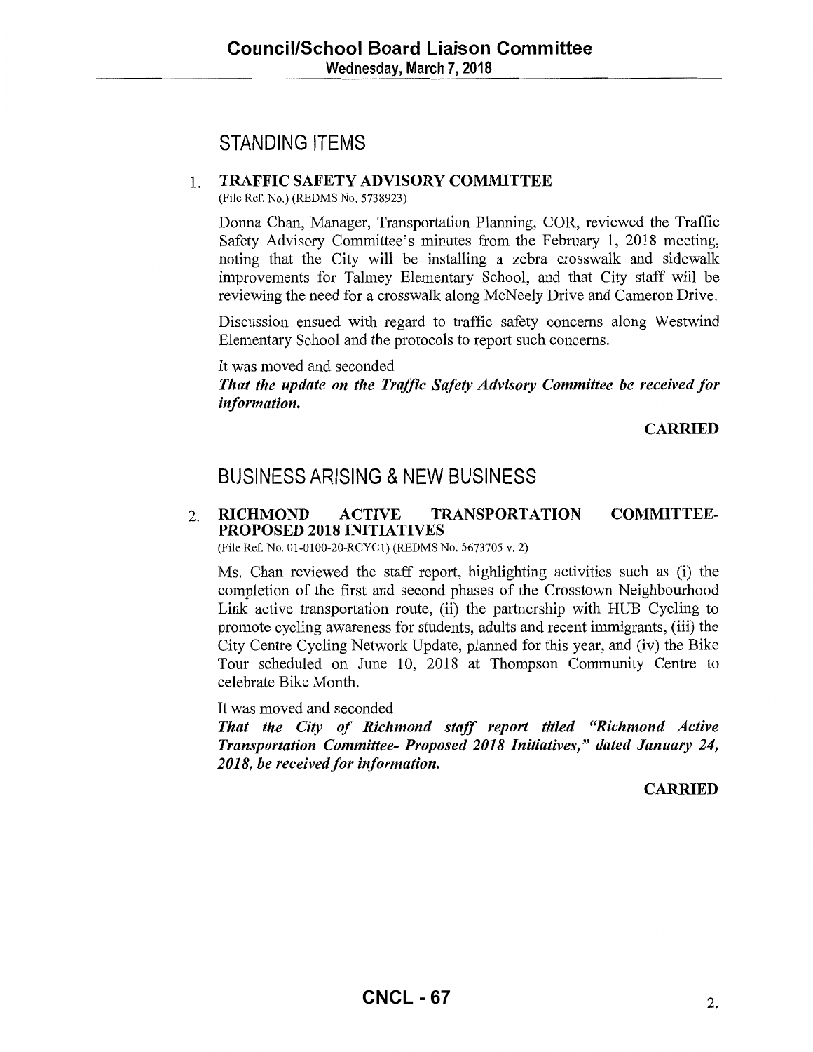## STANDING ITEMS

1. **TRAFFIC SAFETY ADVISORY COMMITTEE**
(File Ref. No.) (REDMS No. 5738923)

Donna Chan, Manager, Transportation Planning, COR, reviewed the Traffic Safety Advisory Committee's minutes from the February 1, 2018 meeting, noting that the City will be installing a zebra crosswalk and sidewalk improvements for Talmey Elementary School, and that City staff will be reviewing the need for a crosswalk along McNeely Drive and Cameron Drive.

Discussion ensued with regard to traffic safety concerns along Westwind Elementary School and the protocols to report such concerns.

It was moved and seconded
***That the update on the Traffic Safety Advisory Committee be received for information.***

**CARRIED**

## BUSINESS ARISING & NEW BUSINESS

2. **RICHMOND ACTIVE TRANSPORTATION COMMITTEE-PROPOSED 2018 INITIATIVES**
(File Ref. No. 01-0100-20-RCYC1) (REDMS No. 5673705 v. 2)

Ms. Chan reviewed the staff report, highlighting activities such as (i) the completion of the first and second phases of the Crosstown Neighbourhood Link active transportation route, (ii) the partnership with HUB Cycling to promote cycling awareness for students, adults and recent immigrants, (iii) the City Centre Cycling Network Update, planned for this year, and (iv) the Bike Tour scheduled on June 10, 2018 at Thompson Community Centre to celebrate Bike Month.

It was moved and seconded
***That the City of Richmond staff report titled "Richmond Active Transportation Committee- Proposed 2018 Initiatives," dated January 24, 2018, be received for information.***

**CARRIED**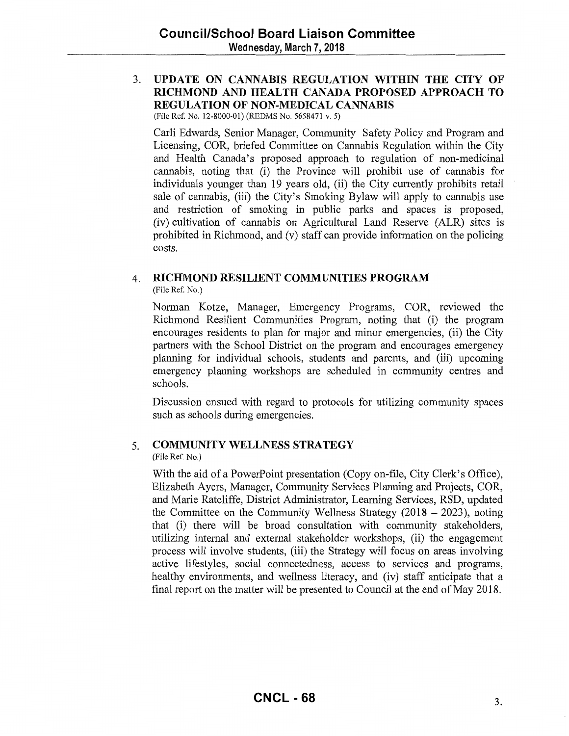3. **UPDATE ON CANNABIS REGULATION WITHIN THE CITY OF RICHMOND AND HEALTH CANADA PROPOSED APPROACH TO REGULATION OF NON-MEDICAL CANNABIS**
(File Ref. No. 12-8000-01) (REDMS No. 5658471 v. 5)

Carli Edwards, Senior Manager, Community Safety Policy and Program and Licensing, COR, briefed Committee on Cannabis Regulation within the City and Health Canada's proposed approach to regulation of non-medicinal cannabis, noting that (i) the Province will prohibit use of cannabis for individuals younger than 19 years old, (ii) the City currently prohibits retail sale of cannabis, (iii) the City's Smoking Bylaw will apply to cannabis use and restriction of smoking in public parks and spaces is proposed, (iv) cultivation of cannabis on Agricultural Land Reserve (ALR) sites is prohibited in Richmond, and (v) staff can provide information on the policing costs.

4. **RICHMOND RESILIENT COMMUNITIES PROGRAM**
(File Ref. No.)

Norman Kotze, Manager, Emergency Programs, COR, reviewed the Richmond Resilient Communities Program, noting that (i) the program encourages residents to plan for major and minor emergencies, (ii) the City partners with the School District on the program and encourages emergency planning for individual schools, students and parents, and (iii) upcoming emergency planning workshops are scheduled in community centres and schools.

Discussion ensued with regard to protocols for utilizing community spaces such as schools during emergencies.

5. **COMMUNITY WELLNESS STRATEGY**
(File Ref. No.)

With the aid of a PowerPoint presentation (Copy on-file, City Clerk's Office), Elizabeth Ayers, Manager, Community Services Planning and Projects, COR, and Marie Ratcliffe, District Administrator, Learning Services, RSD, updated the Committee on the Community Wellness Strategy (2018 – 2023), noting that (i) there will be broad consultation with community stakeholders, utilizing internal and external stakeholder workshops, (ii) the engagement process will involve students, (iii) the Strategy will focus on areas involving active lifestyles, social connectedness, access to services and programs, healthy environments, and wellness literacy, and (iv) staff anticipate that a final report on the matter will be presented to Council at the end of May 2018.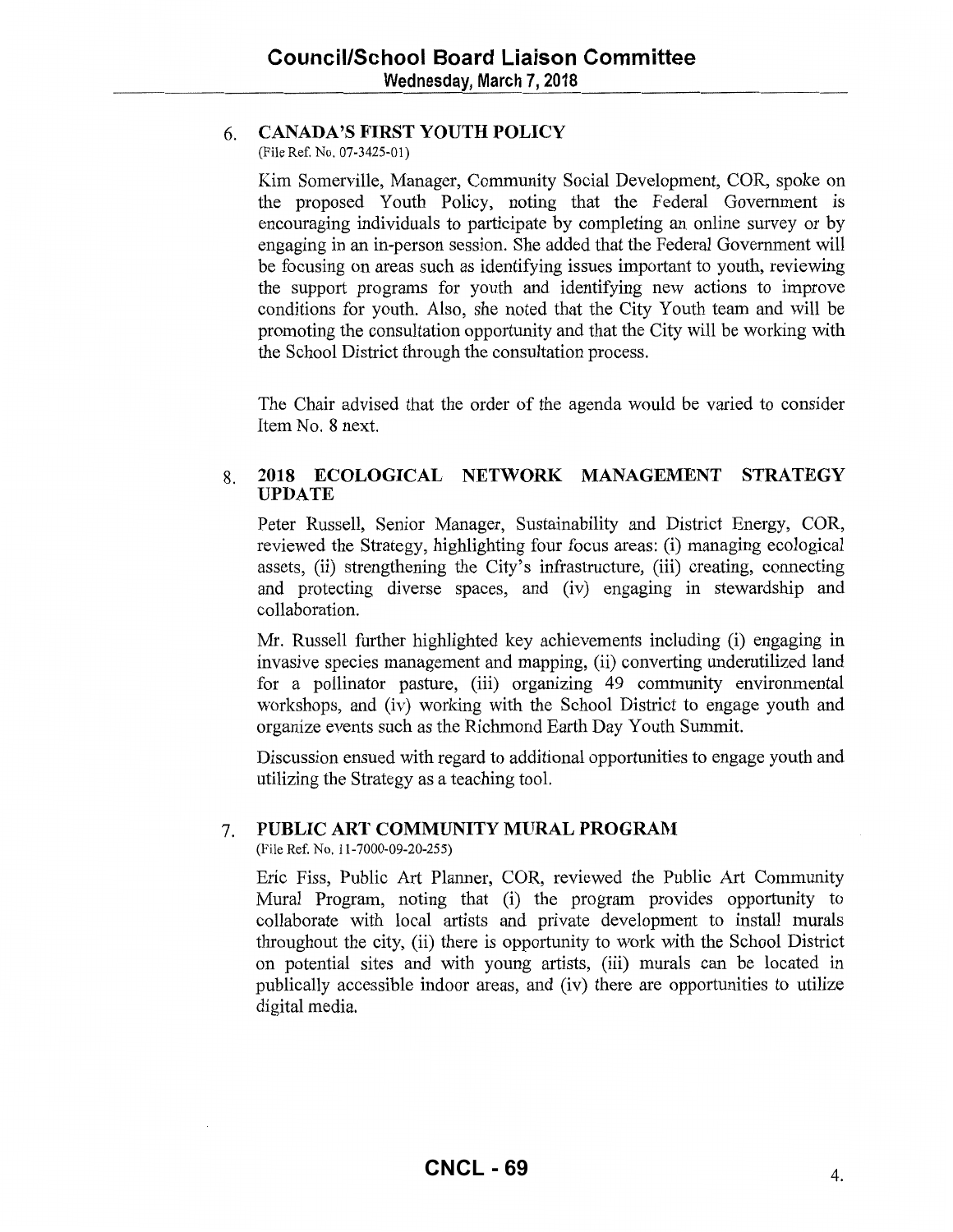## 6. CANADA'S FIRST YOUTH POLICY

(File Ref. No. 07-3425-01)

Kim Somerville, Manager, Community Social Development, COR, spoke on the proposed Youth Policy, noting that the Federal Government is encouraging individuals to participate by completing an online survey or by engaging in an in-person session. She added that the Federal Government will be focusing on areas such as identifying issues important to youth, reviewing the support programs for youth and identifying new actions to improve conditions for youth. Also, she noted that the City Youth team and will be promoting the consultation opportunity and that the City will be working with the School District through the consultation process.

The Chair advised that the order of the agenda would be varied to consider Item No. 8 next.

## 8. 2018 ECOLOGICAL NETWORK MANAGEMENT STRATEGY UPDATE

Peter Russell, Senior Manager, Sustainability and District Energy, COR, reviewed the Strategy, highlighting four focus areas: (i) managing ecological assets, (ii) strengthening the City's infrastructure, (iii) creating, connecting and protecting diverse spaces, and (iv) engaging in stewardship and collaboration.

Mr. Russell further highlighted key achievements including (i) engaging in invasive species management and mapping, (ii) converting underutilized land for a pollinator pasture, (iii) organizing 49 community environmental workshops, and (iv) working with the School District to engage youth and organize events such as the Richmond Earth Day Youth Summit.

Discussion ensued with regard to additional opportunities to engage youth and utilizing the Strategy as a teaching tool.

## 7. PUBLIC ART COMMUNITY MURAL PROGRAM

(File Ref. No. 11-7000-09-20-255)

Eric Fiss, Public Art Planner, COR, reviewed the Public Art Community Mural Program, noting that (i) the program provides opportunity to collaborate with local artists and private development to install murals throughout the city, (ii) there is opportunity to work with the School District on potential sites and with young artists, (iii) murals can be located in publically accessible indoor areas, and (iv) there are opportunities to utilize digital media.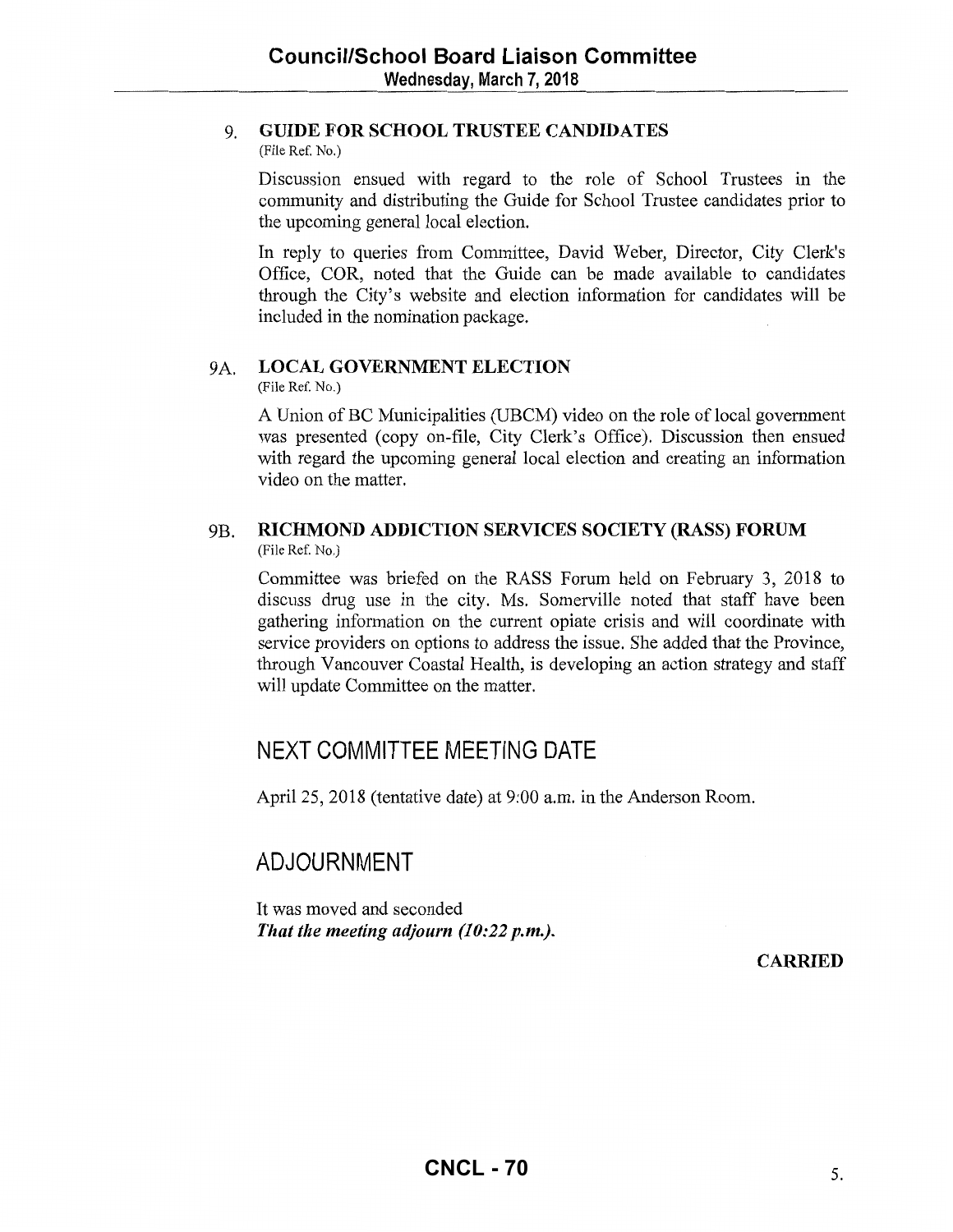## 9. GUIDE FOR SCHOOL TRUSTEE CANDIDATES

(File Ref. No.)

Discussion ensued with regard to the role of School Trustees in the community and distributing the Guide for School Trustee candidates prior to the upcoming general local election.

In reply to queries from Committee, David Weber, Director, City Clerk's Office, COR, noted that the Guide can be made available to candidates through the City's website and election information for candidates will be included in the nomination package.

## 9A. LOCAL GOVERNMENT ELECTION

(File Ref. No.)

A Union of BC Municipalities (UBCM) video on the role of local government was presented (copy on-file, City Clerk's Office). Discussion then ensued with regard the upcoming general local election and creating an information video on the matter.

## 9B. RICHMOND ADDICTION SERVICES SOCIETY (RASS) FORUM

(File Ref. No.)

Committee was briefed on the RASS Forum held on February 3, 2018 to discuss drug use in the city. Ms. Somerville noted that staff have been gathering information on the current opiate crisis and will coordinate with service providers on options to address the issue. She added that the Province, through Vancouver Coastal Health, is developing an action strategy and staff will update Committee on the matter.

# NEXT COMMITTEE MEETING DATE

April 25, 2018 (tentative date) at 9:00 a.m. in the Anderson Room.

# ADJOURNMENT

It was moved and seconded
***That the meeting adjourn (10:22 p.m.).***

**CARRIED**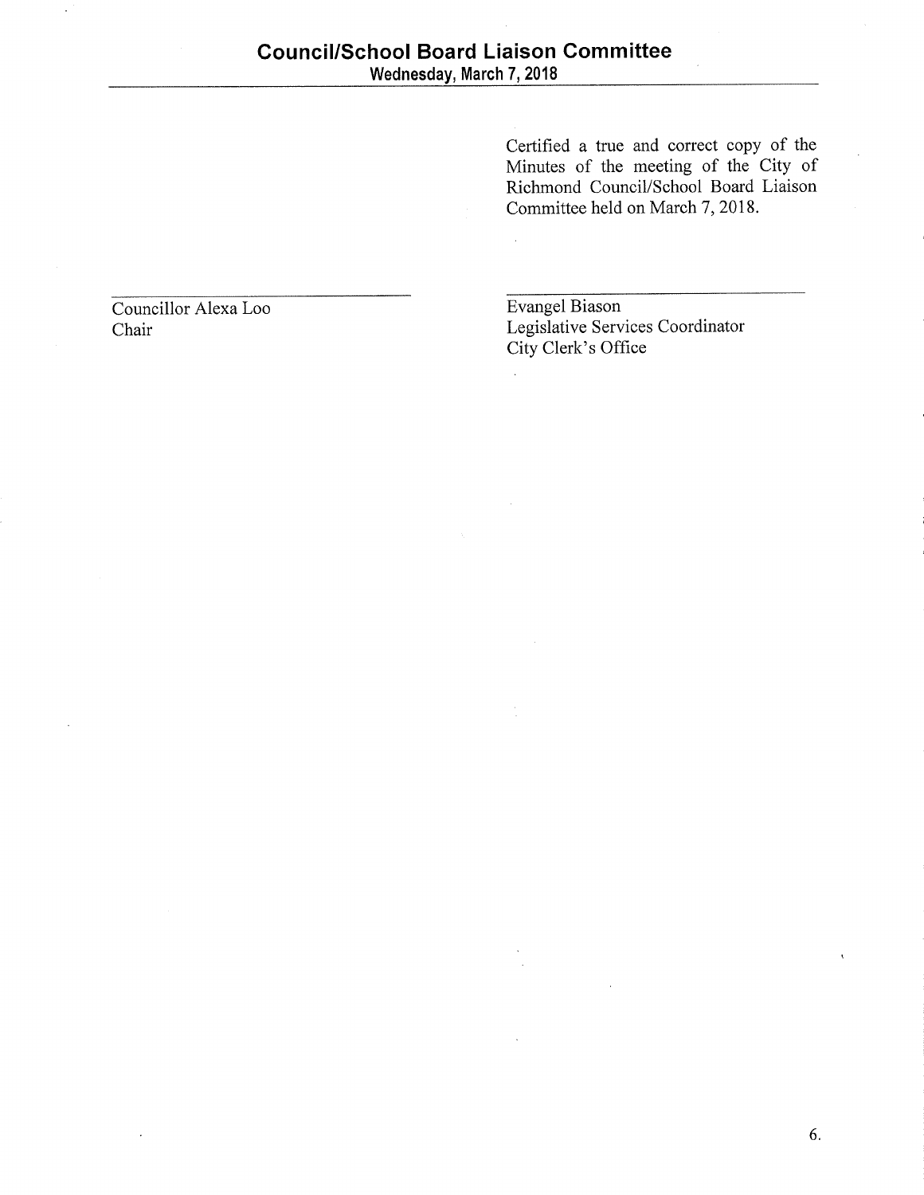Certified a true and correct copy of the Minutes of the meeting of the City of Richmond Council/School Board Liaison Committee held on March 7, 2018.

Councillor Alexa Loo
Chair

Evangel Biason
Legislative Services Coordinator
City Clerk's Office